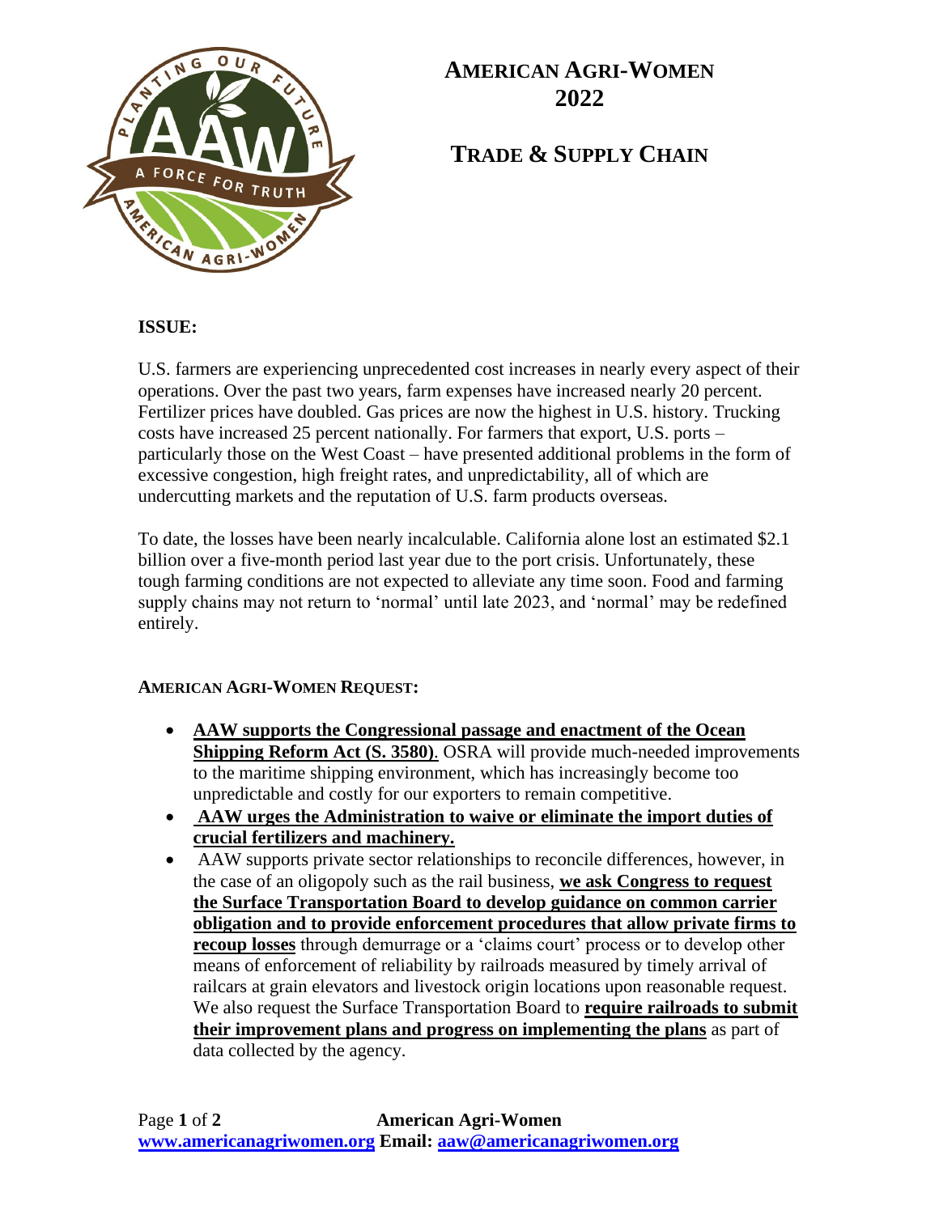# American Agri-Women 2022

## Trade & Supply Chain

**ISSUE:**

U.S. farmers are experiencing unprecedented cost increases in nearly every aspect of their operations. Over the past two years, farm expenses have increased nearly 20 percent. Fertilizer prices have doubled. Gas prices are now the highest in U.S. history. Trucking costs have increased 25 percent nationally. For farmers that export, U.S. ports – particularly those on the West Coast – have presented additional problems in the form of excessive congestion, high freight rates, and unpredictability, all of which are undercutting markets and the reputation of U.S. farm products overseas.

To date, the losses have been nearly incalculable. California alone lost an estimated $2.1 billion over a five-month period last year due to the port crisis. Unfortunately, these tough farming conditions are not expected to alleviate any time soon. Food and farming supply chains may not return to 'normal' until late 2023, and 'normal' may be redefined entirely.

**AMERICAN AGRI-WOMEN REQUEST:**

- **AAW supports the Congressional passage and enactment of the Ocean Shipping Reform Act (S. 3580)**. OSRA will provide much-needed improvements to the maritime shipping environment, which has increasingly become too unpredictable and costly for our exporters to remain competitive.
- **AAW urges the Administration to waive or eliminate the import duties of crucial fertilizers and machinery.**
- AAW supports private sector relationships to reconcile differences, however, in the case of an oligopoly such as the rail business, **we ask Congress to request the Surface Transportation Board to develop guidance on common carrier obligation and to provide enforcement procedures that allow private firms to recoup losses** through demurrage or a 'claims court' process or to develop other means of enforcement of reliability by railroads measured by timely arrival of railcars at grain elevators and livestock origin locations upon reasonable request. We also request the Surface Transportation Board to **require railroads to submit their improvement plans and progress on implementing the plans** as part of data collected by the agency.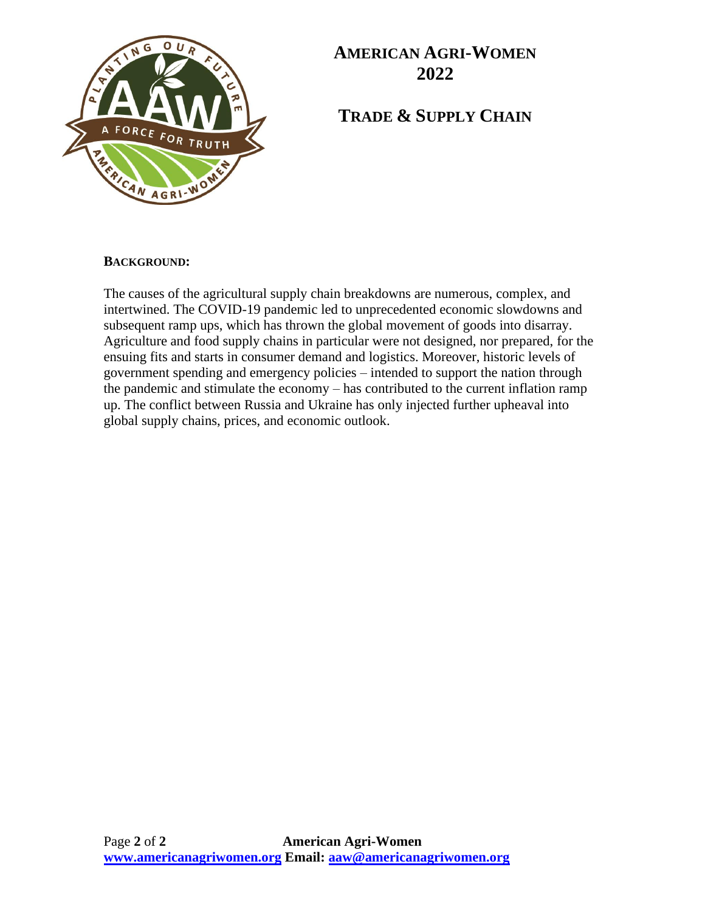# AMERICAN AGRI-WOMEN 2022

## TRADE & SUPPLY CHAIN

**BACKGROUND:**

The causes of the agricultural supply chain breakdowns are numerous, complex, and intertwined. The COVID-19 pandemic led to unprecedented economic slowdowns and subsequent ramp ups, which has thrown the global movement of goods into disarray. Agriculture and food supply chains in particular were not designed, nor prepared, for the ensuing fits and starts in consumer demand and logistics. Moreover, historic levels of government spending and emergency policies – intended to support the nation through the pandemic and stimulate the economy – has contributed to the current inflation ramp up. The conflict between Russia and Ukraine has only injected further upheaval into global supply chains, prices, and economic outlook.